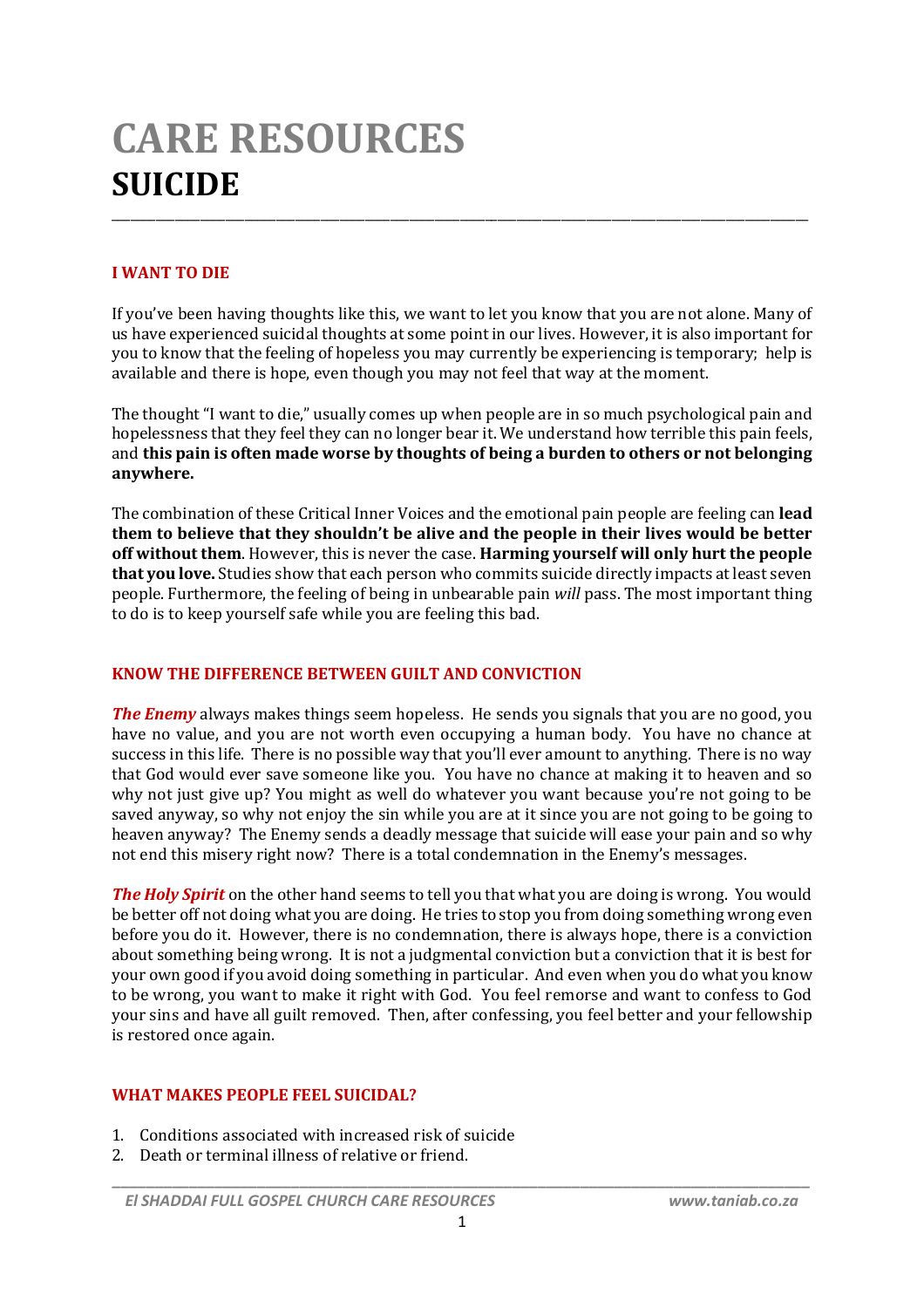# CARE RESOURCES
# SUICIDE

## I WANT TO DIE

If you've been having thoughts like this, we want to let you know that you are not alone. Many of us have experienced suicidal thoughts at some point in our lives. However, it is also important for you to know that the feeling of hopeless you may currently be experiencing is temporary; help is available and there is hope, even though you may not feel that way at the moment.

The thought "I want to die," usually comes up when people are in so much psychological pain and hopelessness that they feel they can no longer bear it. We understand how terrible this pain feels, and **this pain is often made worse by thoughts of being a burden to others or not belonging anywhere.**

The combination of these Critical Inner Voices and the emotional pain people are feeling can **lead them to believe that they shouldn't be alive and the people in their lives would be better off without them**. However, this is never the case. **Harming yourself will only hurt the people that you love.** Studies show that each person who commits suicide directly impacts at least seven people. Furthermore, the feeling of being in unbearable pain *will* pass. The most important thing to do is to keep yourself safe while you are feeling this bad.

## KNOW THE DIFFERENCE BETWEEN GUILT AND CONVICTION

***The Enemy*** always makes things seem hopeless. He sends you signals that you are no good, you have no value, and you are not worth even occupying a human body. You have no chance at success in this life. There is no possible way that you'll ever amount to anything. There is no way that God would ever save someone like you. You have no chance at making it to heaven and so why not just give up? You might as well do whatever you want because you're not going to be saved anyway, so why not enjoy the sin while you are at it since you are not going to be going to heaven anyway? The Enemy sends a deadly message that suicide will ease your pain and so why not end this misery right now? There is a total condemnation in the Enemy's messages.

***The Holy Spirit*** on the other hand seems to tell you that what you are doing is wrong. You would be better off not doing what you are doing. He tries to stop you from doing something wrong even before you do it. However, there is no condemnation, there is always hope, there is a conviction about something being wrong. It is not a judgmental conviction but a conviction that it is best for your own good if you avoid doing something in particular. And even when you do what you know to be wrong, you want to make it right with God. You feel remorse and want to confess to God your sins and have all guilt removed. Then, after confessing, you feel better and your fellowship is restored once again.

## WHAT MAKES PEOPLE FEEL SUICIDAL?

1. Conditions associated with increased risk of suicide
2. Death or terminal illness of relative or friend.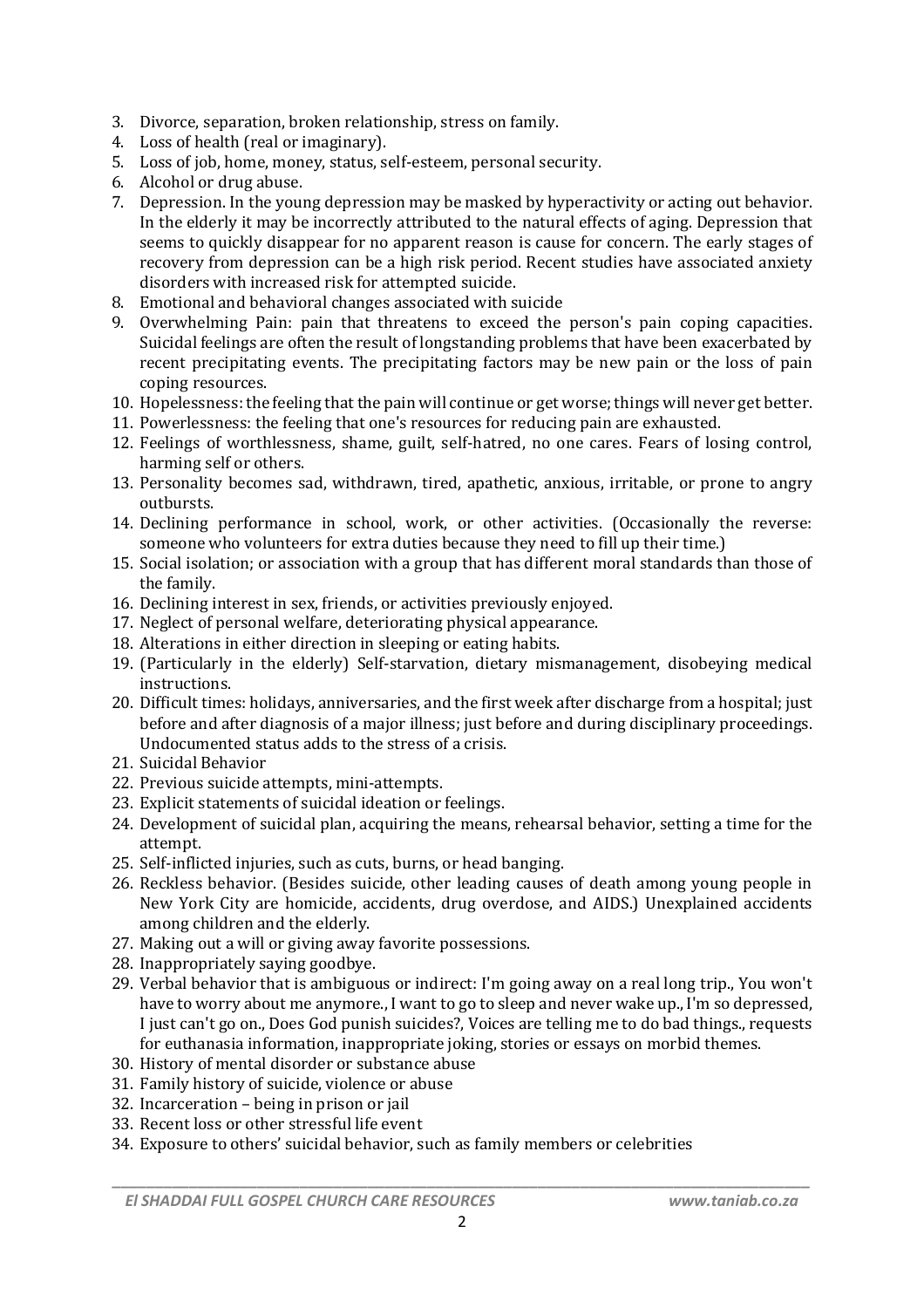3. Divorce, separation, broken relationship, stress on family.
4. Loss of health (real or imaginary).
5. Loss of job, home, money, status, self-esteem, personal security.
6. Alcohol or drug abuse.
7. Depression. In the young depression may be masked by hyperactivity or acting out behavior. In the elderly it may be incorrectly attributed to the natural effects of aging. Depression that seems to quickly disappear for no apparent reason is cause for concern. The early stages of recovery from depression can be a high risk period. Recent studies have associated anxiety disorders with increased risk for attempted suicide.
8. Emotional and behavioral changes associated with suicide
9. Overwhelming Pain: pain that threatens to exceed the person's pain coping capacities. Suicidal feelings are often the result of longstanding problems that have been exacerbated by recent precipitating events. The precipitating factors may be new pain or the loss of pain coping resources.
10. Hopelessness: the feeling that the pain will continue or get worse; things will never get better.
11. Powerlessness: the feeling that one's resources for reducing pain are exhausted.
12. Feelings of worthlessness, shame, guilt, self-hatred, no one cares. Fears of losing control, harming self or others.
13. Personality becomes sad, withdrawn, tired, apathetic, anxious, irritable, or prone to angry outbursts.
14. Declining performance in school, work, or other activities. (Occasionally the reverse: someone who volunteers for extra duties because they need to fill up their time.)
15. Social isolation; or association with a group that has different moral standards than those of the family.
16. Declining interest in sex, friends, or activities previously enjoyed.
17. Neglect of personal welfare, deteriorating physical appearance.
18. Alterations in either direction in sleeping or eating habits.
19. (Particularly in the elderly) Self-starvation, dietary mismanagement, disobeying medical instructions.
20. Difficult times: holidays, anniversaries, and the first week after discharge from a hospital; just before and after diagnosis of a major illness; just before and during disciplinary proceedings. Undocumented status adds to the stress of a crisis.
21. Suicidal Behavior
22. Previous suicide attempts, mini-attempts.
23. Explicit statements of suicidal ideation or feelings.
24. Development of suicidal plan, acquiring the means, rehearsal behavior, setting a time for the attempt.
25. Self-inflicted injuries, such as cuts, burns, or head banging.
26. Reckless behavior. (Besides suicide, other leading causes of death among young people in New York City are homicide, accidents, drug overdose, and AIDS.) Unexplained accidents among children and the elderly.
27. Making out a will or giving away favorite possessions.
28. Inappropriately saying goodbye.
29. Verbal behavior that is ambiguous or indirect: I'm going away on a real long trip., You won't have to worry about me anymore., I want to go to sleep and never wake up., I'm so depressed, I just can't go on., Does God punish suicides?, Voices are telling me to do bad things., requests for euthanasia information, inappropriate joking, stories or essays on morbid themes.
30. History of mental disorder or substance abuse
31. Family history of suicide, violence or abuse
32. Incarceration – being in prison or jail
33. Recent loss or other stressful life event
34. Exposure to others' suicidal behavior, such as family members or celebrities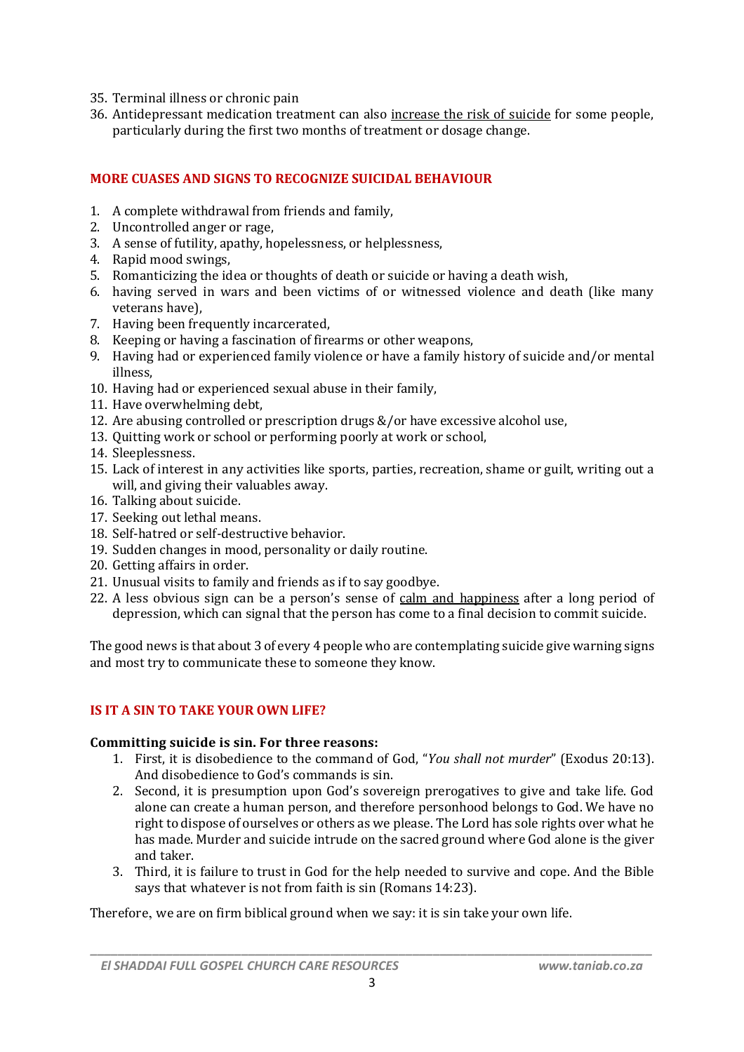35. Terminal illness or chronic pain
36. Antidepressant medication treatment can also increase the risk of suicide for some people, particularly during the first two months of treatment or dosage change.

## MORE CUASES AND SIGNS TO RECOGNIZE SUICIDAL BEHAVIOUR

1. A complete withdrawal from friends and family,
2. Uncontrolled anger or rage,
3. A sense of futility, apathy, hopelessness, or helplessness,
4. Rapid mood swings,
5. Romanticizing the idea or thoughts of death or suicide or having a death wish,
6. having served in wars and been victims of or witnessed violence and death (like many veterans have),
7. Having been frequently incarcerated,
8. Keeping or having a fascination of firearms or other weapons,
9. Having had or experienced family violence or have a family history of suicide and/or mental illness,
10. Having had or experienced sexual abuse in their family,
11. Have overwhelming debt,
12. Are abusing controlled or prescription drugs &/or have excessive alcohol use,
13. Quitting work or school or performing poorly at work or school,
14. Sleeplessness.
15. Lack of interest in any activities like sports, parties, recreation, shame or guilt, writing out a will, and giving their valuables away.
16. Talking about suicide.
17. Seeking out lethal means.
18. Self-hatred or self-destructive behavior.
19. Sudden changes in mood, personality or daily routine.
20. Getting affairs in order.
21. Unusual visits to family and friends as if to say goodbye.
22. A less obvious sign can be a person's sense of calm and happiness after a long period of depression, which can signal that the person has come to a final decision to commit suicide.

The good news is that about 3 of every 4 people who are contemplating suicide give warning signs and most try to communicate these to someone they know.

## IS IT A SIN TO TAKE YOUR OWN LIFE?

**Committing suicide is sin. For three reasons:**

1. First, it is disobedience to the command of God, "*You shall not murder*" (Exodus 20:13). And disobedience to God's commands is sin.
2. Second, it is presumption upon God's sovereign prerogatives to give and take life. God alone can create a human person, and therefore personhood belongs to God. We have no right to dispose of ourselves or others as we please. The Lord has sole rights over what he has made. Murder and suicide intrude on the sacred ground where God alone is the giver and taker.
3. Third, it is failure to trust in God for the help needed to survive and cope. And the Bible says that whatever is not from faith is sin (Romans 14:23).

Therefore, we are on firm biblical ground when we say: it is sin take your own life.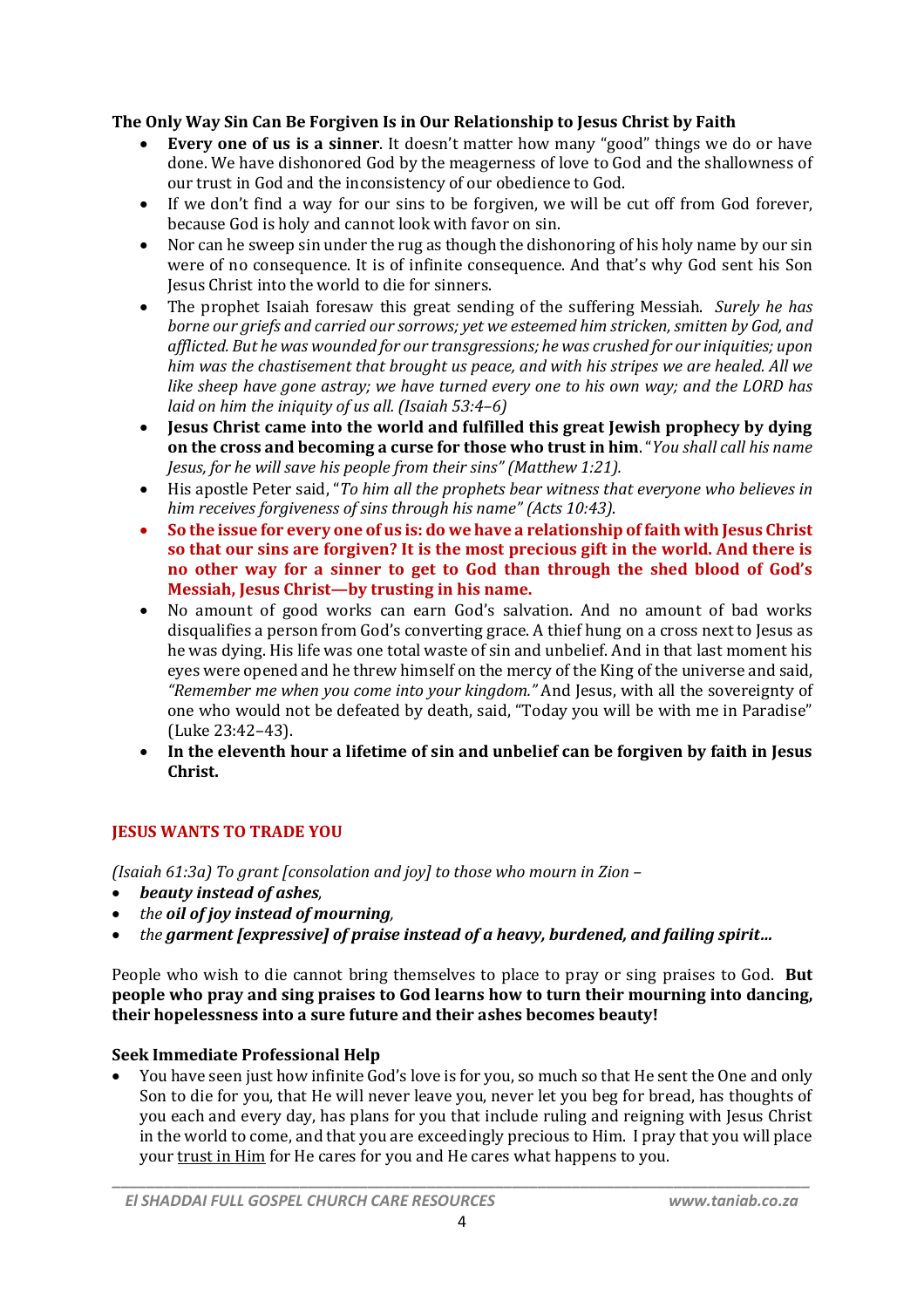### The Only Way Sin Can Be Forgiven Is in Our Relationship to Jesus Christ by Faith

- **Every one of us is a sinner**. It doesn't matter how many "good" things we do or have done. We have dishonored God by the meagerness of love to God and the shallowness of our trust in God and the inconsistency of our obedience to God.
- If we don't find a way for our sins to be forgiven, we will be cut off from God forever, because God is holy and cannot look with favor on sin.
- Nor can he sweep sin under the rug as though the dishonoring of his holy name by our sin were of no consequence. It is of infinite consequence. And that's why God sent his Son Jesus Christ into the world to die for sinners.
- The prophet Isaiah foresaw this great sending of the suffering Messiah. *Surely he has borne our griefs and carried our sorrows; yet we esteemed him stricken, smitten by God, and afflicted. But he was wounded for our transgressions; he was crushed for our iniquities; upon him was the chastisement that brought us peace, and with his stripes we are healed. All we like sheep have gone astray; we have turned every one to his own way; and the LORD has laid on him the iniquity of us all. (Isaiah 53:4–6)*
- **Jesus Christ came into the world and fulfilled this great Jewish prophecy by dying on the cross and becoming a curse for those who trust in him**. "*You shall call his name Jesus, for he will save his people from their sins" (Matthew 1:21).*
- His apostle Peter said, "*To him all the prophets bear witness that everyone who believes in him receives forgiveness of sins through his name" (Acts 10:43)*.
- **So the issue for every one of us is: do we have a relationship of faith with Jesus Christ so that our sins are forgiven? It is the most precious gift in the world. And there is no other way for a sinner to get to God than through the shed blood of God's Messiah, Jesus Christ—by trusting in his name.**
- No amount of good works can earn God's salvation. And no amount of bad works disqualifies a person from God's converting grace. A thief hung on a cross next to Jesus as he was dying. His life was one total waste of sin and unbelief. And in that last moment his eyes were opened and he threw himself on the mercy of the King of the universe and said, *"Remember me when you come into your kingdom."* And Jesus, with all the sovereignty of one who would not be defeated by death, said, "Today you will be with me in Paradise" (Luke 23:42–43).
- **In the eleventh hour a lifetime of sin and unbelief can be forgiven by faith in Jesus Christ.**

### JESUS WANTS TO TRADE YOU

*(Isaiah 61:3a) To grant [consolation and joy] to those who mourn in Zion –*

- ***beauty instead of ashes**,*
- *the **oil of joy instead of mourning**,*
- *the **garment [expressive] of praise instead of a heavy, burdened, and failing spirit…***

People who wish to die cannot bring themselves to place to pray or sing praises to God. **But people who pray and sing praises to God learns how to turn their mourning into dancing, their hopelessness into a sure future and their ashes becomes beauty!**

### Seek Immediate Professional Help

- You have seen just how infinite God's love is for you, so much so that He sent the One and only Son to die for you, that He will never leave you, never let you beg for bread, has thoughts of you each and every day, has plans for you that include ruling and reigning with Jesus Christ in the world to come, and that you are exceedingly precious to Him. I pray that you will place your trust in Him for He cares for you and He cares what happens to you.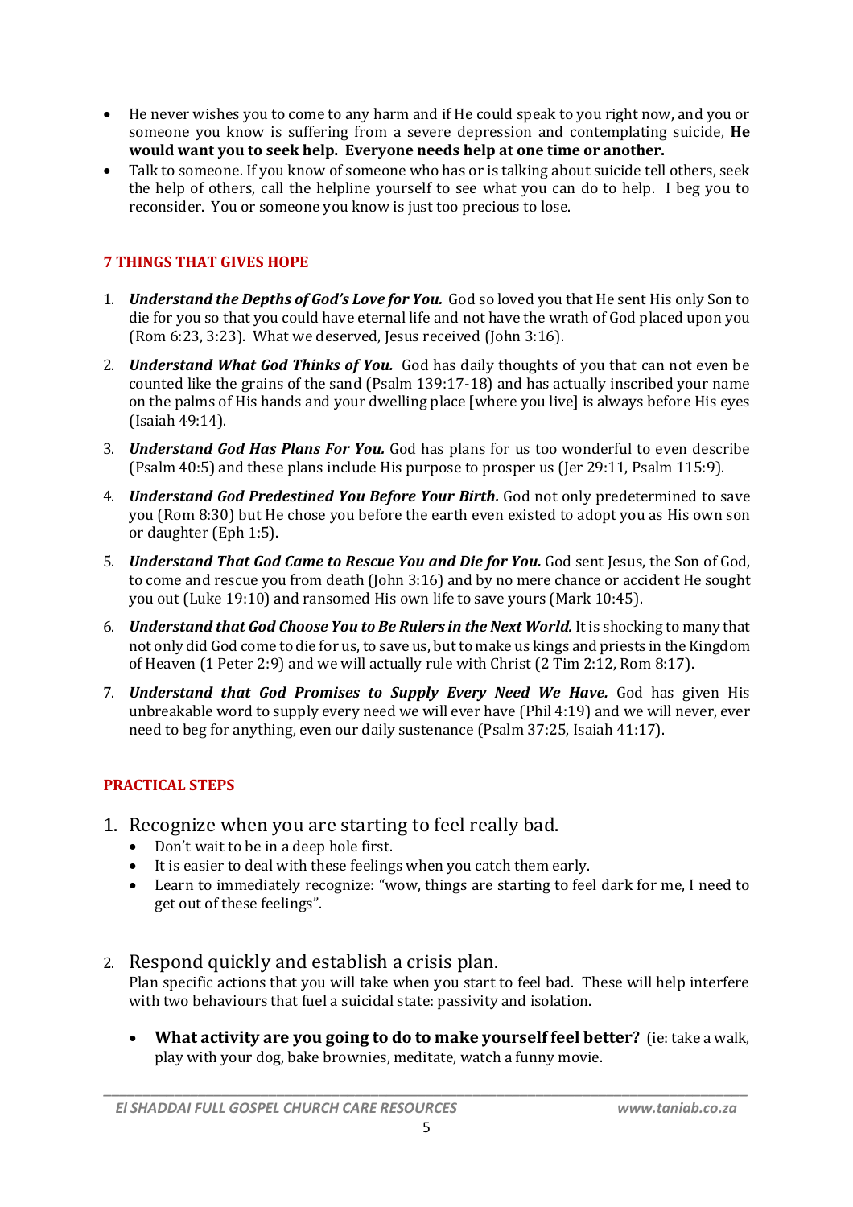- He never wishes you to come to any harm and if He could speak to you right now, and you or someone you know is suffering from a severe depression and contemplating suicide, **He would want you to seek help. Everyone needs help at one time or another.**
- Talk to someone. If you know of someone who has or is talking about suicide tell others, seek the help of others, call the helpline yourself to see what you can do to help. I beg you to reconsider. You or someone you know is just too precious to lose.

## 7 THINGS THAT GIVES HOPE

1. ***Understand the Depths of God's Love for You.*** God so loved you that He sent His only Son to die for you so that you could have eternal life and not have the wrath of God placed upon you (Rom 6:23, 3:23). What we deserved, Jesus received (John 3:16).
2. ***Understand What God Thinks of You.*** God has daily thoughts of you that can not even be counted like the grains of the sand (Psalm 139:17-18) and has actually inscribed your name on the palms of His hands and your dwelling place [where you live] is always before His eyes (Isaiah 49:14).
3. ***Understand God Has Plans For You.*** God has plans for us too wonderful to even describe (Psalm 40:5) and these plans include His purpose to prosper us (Jer 29:11, Psalm 115:9).
4. ***Understand God Predestined You Before Your Birth.*** God not only predetermined to save you (Rom 8:30) but He chose you before the earth even existed to adopt you as His own son or daughter (Eph 1:5).
5. ***Understand That God Came to Rescue You and Die for You.*** God sent Jesus, the Son of God, to come and rescue you from death (John 3:16) and by no mere chance or accident He sought you out (Luke 19:10) and ransomed His own life to save yours (Mark 10:45).
6. ***Understand that God Choose You to Be Rulers in the Next World.*** It is shocking to many that not only did God come to die for us, to save us, but to make us kings and priests in the Kingdom of Heaven (1 Peter 2:9) and we will actually rule with Christ (2 Tim 2:12, Rom 8:17).
7. ***Understand that God Promises to Supply Every Need We Have.*** God has given His unbreakable word to supply every need we will ever have (Phil 4:19) and we will never, ever need to beg for anything, even our daily sustenance (Psalm 37:25, Isaiah 41:17).

## PRACTICAL STEPS

1. Recognize when you are starting to feel really bad.
   - Don't wait to be in a deep hole first.
   - It is easier to deal with these feelings when you catch them early.
   - Learn to immediately recognize: "wow, things are starting to feel dark for me, I need to get out of these feelings".

2. Respond quickly and establish a crisis plan.
   Plan specific actions that you will take when you start to feel bad. These will help interfere with two behaviours that fuel a suicidal state: passivity and isolation.

   - **What activity are you going to do to make yourself feel better?** (ie: take a walk, play with your dog, bake brownies, meditate, watch a funny movie.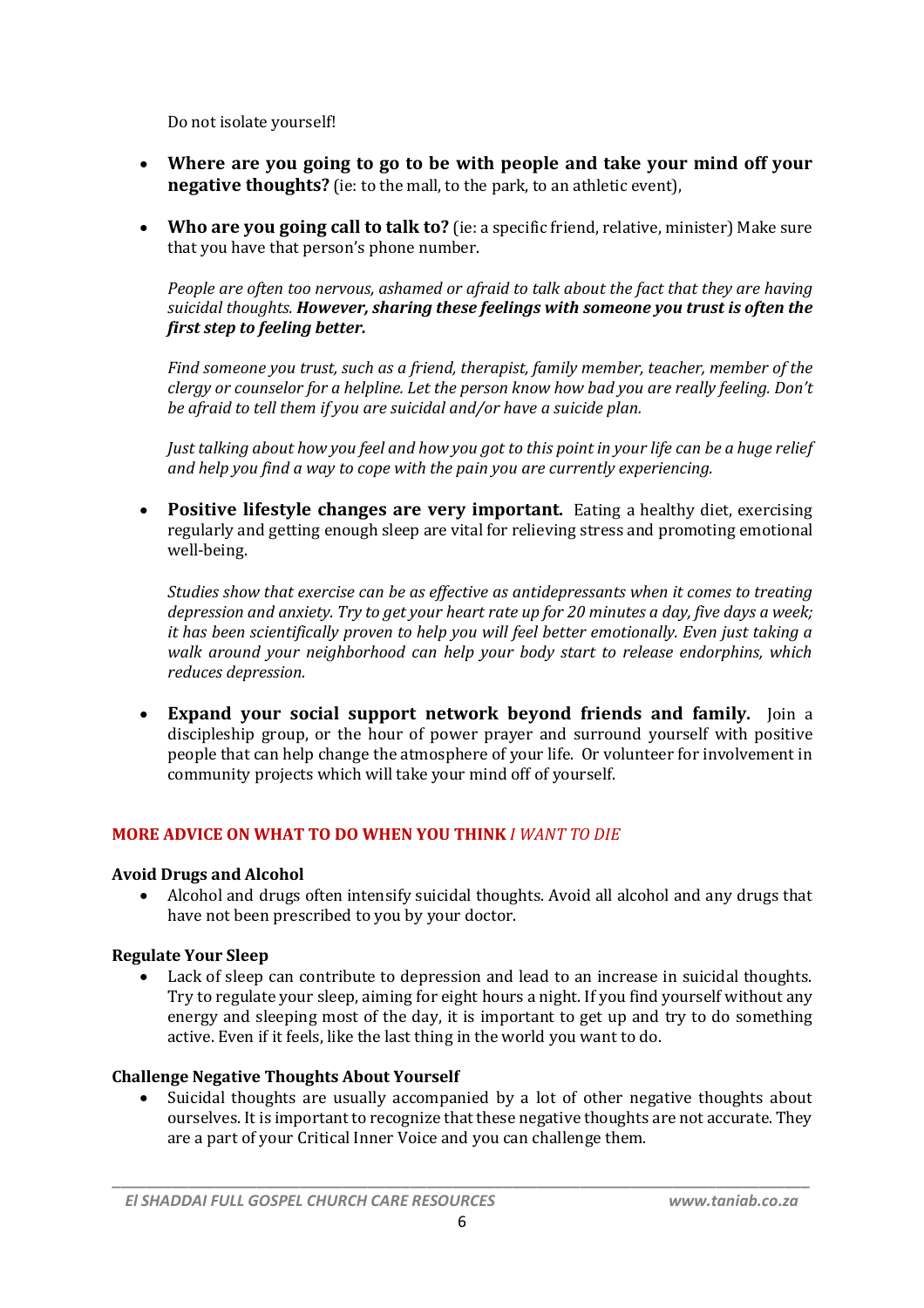Do not isolate yourself!

- **Where are you going to go to be with people and take your mind off your negative thoughts?** (ie: to the mall, to the park, to an athletic event),

- **Who are you going call to talk to?** (ie: a specific friend, relative, minister) Make sure that you have that person's phone number.

  *People are often too nervous, ashamed or afraid to talk about the fact that they are having suicidal thoughts.* ***However, sharing these feelings with someone you trust is often the first step to feeling better.***

  *Find someone you trust, such as a friend, therapist, family member, teacher, member of the clergy or counselor for a helpline. Let the person know how bad you are really feeling. Don't be afraid to tell them if you are suicidal and/or have a suicide plan.*

  *Just talking about how you feel and how you got to this point in your life can be a huge relief and help you find a way to cope with the pain you are currently experiencing.*

- **Positive lifestyle changes are very important.** Eating a healthy diet, exercising regularly and getting enough sleep are vital for relieving stress and promoting emotional well-being.

  *Studies show that exercise can be as effective as antidepressants when it comes to treating depression and anxiety. Try to get your heart rate up for 20 minutes a day, five days a week; it has been scientifically proven to help you will feel better emotionally. Even just taking a walk around your neighborhood can help your body start to release endorphins, which reduces depression.*

- **Expand your social support network beyond friends and family.** Join a discipleship group, or the hour of power prayer and surround yourself with positive people that can help change the atmosphere of your life. Or volunteer for involvement in community projects which will take your mind off of yourself.

## MORE ADVICE ON WHAT TO DO WHEN YOU THINK *I WANT TO DIE*

### Avoid Drugs and Alcohol

- Alcohol and drugs often intensify suicidal thoughts. Avoid all alcohol and any drugs that have not been prescribed to you by your doctor.

### Regulate Your Sleep

- Lack of sleep can contribute to depression and lead to an increase in suicidal thoughts. Try to regulate your sleep, aiming for eight hours a night. If you find yourself without any energy and sleeping most of the day, it is important to get up and try to do something active. Even if it feels, like the last thing in the world you want to do.

### Challenge Negative Thoughts About Yourself

- Suicidal thoughts are usually accompanied by a lot of other negative thoughts about ourselves. It is important to recognize that these negative thoughts are not accurate. They are a part of your Critical Inner Voice and you can challenge them.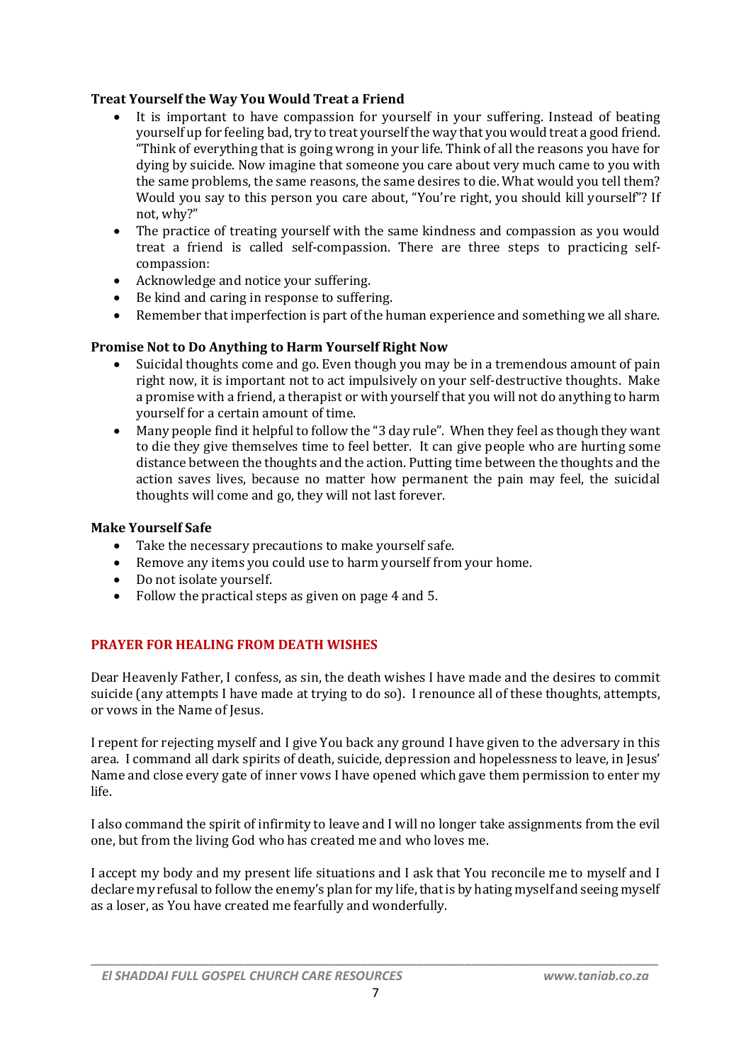### Treat Yourself the Way You Would Treat a Friend

- It is important to have compassion for yourself in your suffering. Instead of beating yourself up for feeling bad, try to treat yourself the way that you would treat a good friend. "Think of everything that is going wrong in your life. Think of all the reasons you have for dying by suicide. Now imagine that someone you care about very much came to you with the same problems, the same reasons, the same desires to die. What would you tell them? Would you say to this person you care about, "You're right, you should kill yourself"? If not, why?"
- The practice of treating yourself with the same kindness and compassion as you would treat a friend is called self-compassion. There are three steps to practicing self-compassion:
- Acknowledge and notice your suffering.
- Be kind and caring in response to suffering.
- Remember that imperfection is part of the human experience and something we all share.

### Promise Not to Do Anything to Harm Yourself Right Now

- Suicidal thoughts come and go. Even though you may be in a tremendous amount of pain right now, it is important not to act impulsively on your self-destructive thoughts. Make a promise with a friend, a therapist or with yourself that you will not do anything to harm yourself for a certain amount of time.
- Many people find it helpful to follow the "3 day rule". When they feel as though they want to die they give themselves time to feel better. It can give people who are hurting some distance between the thoughts and the action. Putting time between the thoughts and the action saves lives, because no matter how permanent the pain may feel, the suicidal thoughts will come and go, they will not last forever.

### Make Yourself Safe

- Take the necessary precautions to make yourself safe.
- Remove any items you could use to harm yourself from your home.
- Do not isolate yourself.
- Follow the practical steps as given on page 4 and 5.

## PRAYER FOR HEALING FROM DEATH WISHES

Dear Heavenly Father, I confess, as sin, the death wishes I have made and the desires to commit suicide (any attempts I have made at trying to do so). I renounce all of these thoughts, attempts, or vows in the Name of Jesus.

I repent for rejecting myself and I give You back any ground I have given to the adversary in this area. I command all dark spirits of death, suicide, depression and hopelessness to leave, in Jesus' Name and close every gate of inner vows I have opened which gave them permission to enter my life.

I also command the spirit of infirmity to leave and I will no longer take assignments from the evil one, but from the living God who has created me and who loves me.

I accept my body and my present life situations and I ask that You reconcile me to myself and I declare my refusal to follow the enemy's plan for my life, that is by hating myself and seeing myself as a loser, as You have created me fearfully and wonderfully.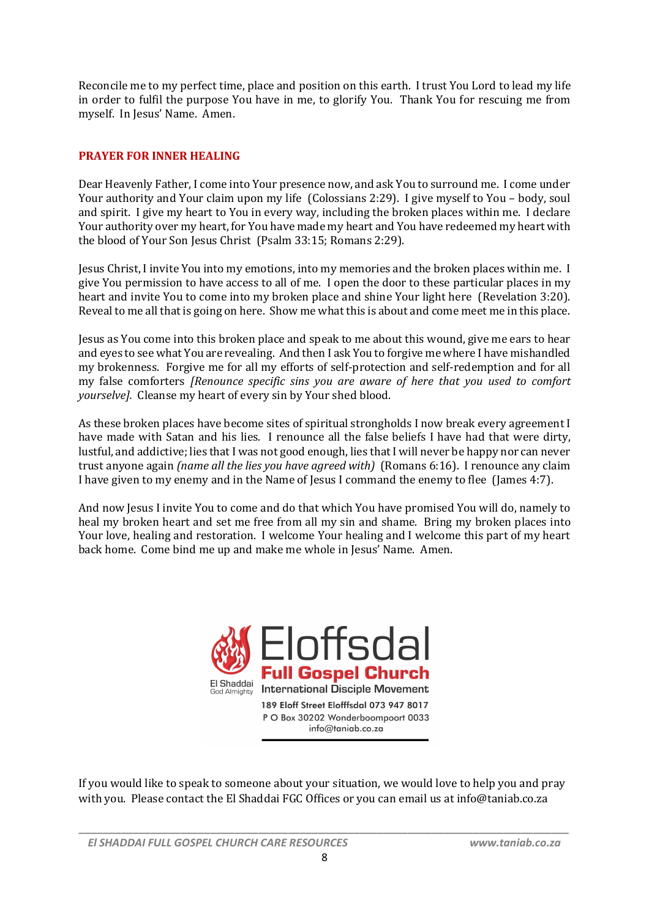Reconcile me to my perfect time, place and position on this earth. I trust You Lord to lead my life in order to fulfil the purpose You have in me, to glorify You. Thank You for rescuing me from myself. In Jesus' Name. Amen.

## PRAYER FOR INNER HEALING

Dear Heavenly Father, I come into Your presence now, and ask You to surround me. I come under Your authority and Your claim upon my life (Colossians 2:29). I give myself to You – body, soul and spirit. I give my heart to You in every way, including the broken places within me. I declare Your authority over my heart, for You have made my heart and You have redeemed my heart with the blood of Your Son Jesus Christ (Psalm 33:15; Romans 2:29).

Jesus Christ, I invite You into my emotions, into my memories and the broken places within me. I give You permission to have access to all of me. I open the door to these particular places in my heart and invite You to come into my broken place and shine Your light here (Revelation 3:20). Reveal to me all that is going on here. Show me what this is about and come meet me in this place.

Jesus as You come into this broken place and speak to me about this wound, give me ears to hear and eyes to see what You are revealing. And then I ask You to forgive me where I have mishandled my brokenness. Forgive me for all my efforts of self-protection and self-redemption and for all my false comforters *[Renounce specific sins you are aware of here that you used to comfort yourself].* Cleanse my heart of every sin by Your shed blood.

As these broken places have become sites of spiritual strongholds I now break every agreement I have made with Satan and his lies. I renounce all the false beliefs I have had that were dirty, lustful, and addictive; lies that I was not good enough, lies that I will never be happy nor can never trust anyone again *(name all the lies you have agreed with)* (Romans 6:16). I renounce any claim I have given to my enemy and in the Name of Jesus I command the enemy to flee (James 4:7).

And now Jesus I invite You to come and do that which You have promised You will do, namely to heal my broken heart and set me free from all my sin and shame. Bring my broken places into Your love, healing and restoration. I welcome Your healing and I welcome this part of my heart back home. Come bind me up and make me whole in Jesus' Name. Amen.

El Shaddai
God Almighty

Eloffsdal
**Full Gospel Church**
International Disciple Movement
189 Eloff Street Elofffsdal 073 947 8017
P O Box 30202 Wonderboompoort 0033
info@taniab.co.za

If you would like to speak to someone about your situation, we would love to help you and pray with you. Please contact the El Shaddai FGC Offices or you can email us at info@taniab.co.za